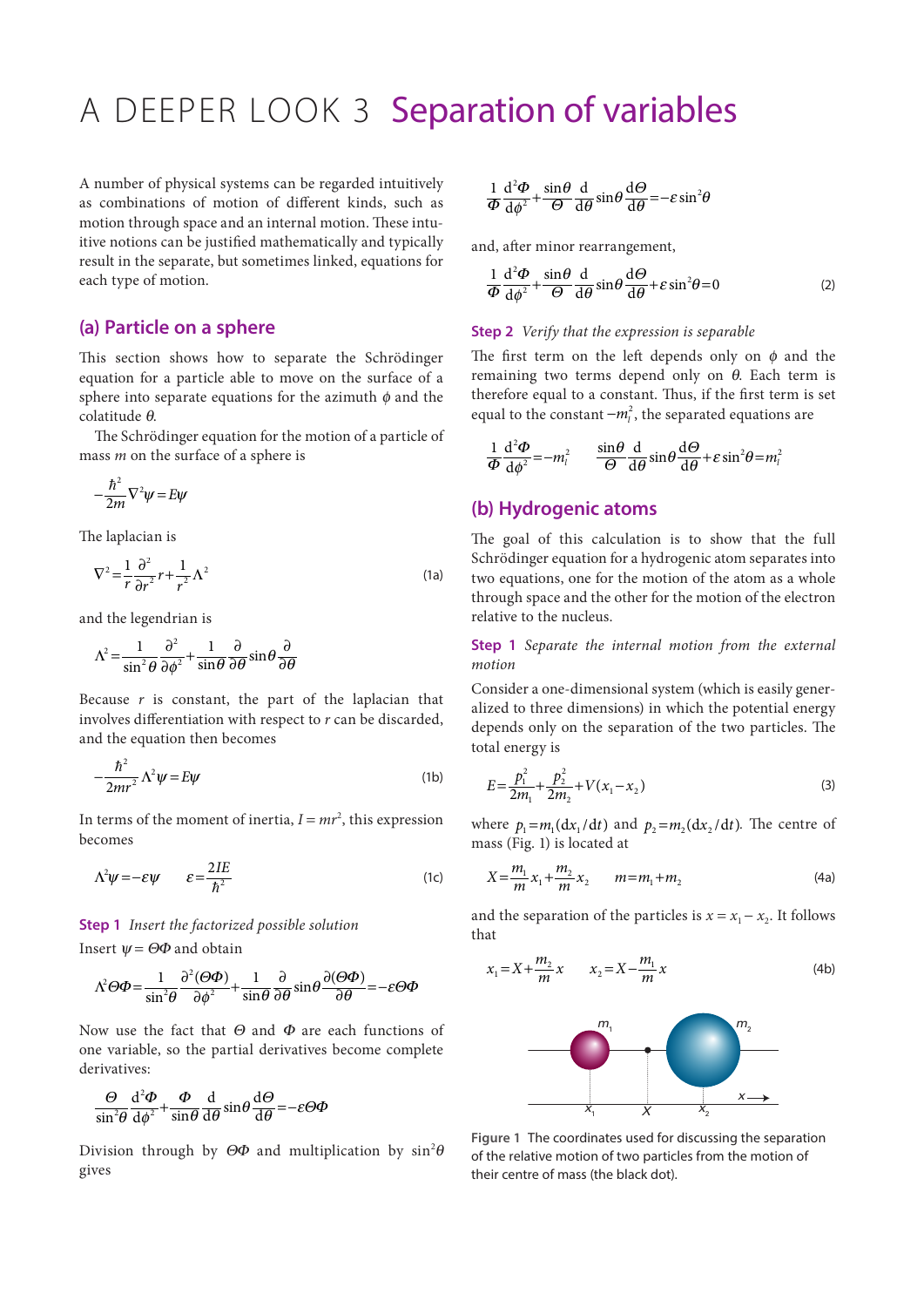# A DEEPER LOOK 3 Separation of variables

A number of physical systems can be regarded intuitively as combinations of motion of different kinds, such as motion through space and an internal motion. These intuitive notions can be justified mathematically and typically result in the separate, but sometimes linked, equations for each type of motion.

## (a) Particle on a sphere

This section shows how to separate the Schrödinger equation for a particle able to move on the surface of a sphere into separate equations for the azimuth $\phi$ and the colatitude $\theta$.

The Schrödinger equation for the motion of a particle of mass $m$ on the surface of a sphere is

$$-\frac{\hbar^2}{2m}\nabla^2\psi = E\psi$$

The laplacian is

$$\nabla^2 = \frac{1}{r}\frac{\partial^2}{\partial r^2}r + \frac{1}{r^2}\Lambda^2 \tag{1a}$$

and the legendrian is

$$\Lambda^2 = \frac{1}{\sin^2\theta}\frac{\partial^2}{\partial\phi^2} + \frac{1}{\sin\theta}\frac{\partial}{\partial\theta}\sin\theta\frac{\partial}{\partial\theta}$$

Because $r$ is constant, the part of the laplacian that involves differentiation with respect to $r$ can be discarded, and the equation then becomes

$$-\frac{\hbar^2}{2mr^2}\Lambda^2\psi = E\psi \tag{1b}$$

In terms of the moment of inertia, $I = mr^2$, this expression becomes

$$\Lambda^2\psi = -\varepsilon\psi \qquad \varepsilon = \frac{2IE}{\hbar^2} \tag{1c}$$

**Step 1** *Insert the factorized possible solution*

Insert $\psi = \Theta\Phi$ and obtain

$$\Lambda^2\Theta\Phi = \frac{1}{\sin^2\theta}\frac{\partial^2(\Theta\Phi)}{\partial\phi^2} + \frac{1}{\sin\theta}\frac{\partial}{\partial\theta}\sin\theta\frac{\partial(\Theta\Phi)}{\partial\theta} = -\varepsilon\Theta\Phi$$

Now use the fact that $\Theta$ and $\Phi$ are each functions of one variable, so the partial derivatives become complete derivatives:

$$\frac{\Theta}{\sin^2\theta}\frac{\mathrm{d}^2\Phi}{\mathrm{d}\phi^2} + \frac{\Phi}{\sin\theta}\frac{\mathrm{d}}{\mathrm{d}\theta}\sin\theta\frac{\mathrm{d}\Theta}{\mathrm{d}\theta} = -\varepsilon\Theta\Phi$$

Division through by $\Theta\Phi$ and multiplication by $\sin^2\theta$ gives

$$\frac{1}{\Phi}\frac{\mathrm{d}^2\Phi}{\mathrm{d}\phi^2} + \frac{\sin\theta}{\Theta}\frac{\mathrm{d}}{\mathrm{d}\theta}\sin\theta\frac{\mathrm{d}\Theta}{\mathrm{d}\theta} = -\varepsilon\sin^2\theta$$

and, after minor rearrangement,

$$\frac{1}{\Phi}\frac{\mathrm{d}^2\Phi}{\mathrm{d}\phi^2} + \frac{\sin\theta}{\Theta}\frac{\mathrm{d}}{\mathrm{d}\theta}\sin\theta\frac{\mathrm{d}\Theta}{\mathrm{d}\theta} + \varepsilon\sin^2\theta = 0 \tag{2}$$

**Step 2** *Verify that the expression is separable*

The first term on the left depends only on $\phi$ and the remaining two terms depend only on $\theta$. Each term is therefore equal to a constant. Thus, if the first term is set equal to the constant $-m_l^2$, the separated equations are

$$\frac{1}{\Phi}\frac{\mathrm{d}^2\Phi}{\mathrm{d}\phi^2} = -m_l^2 \qquad \frac{\sin\theta}{\Theta}\frac{\mathrm{d}}{\mathrm{d}\theta}\sin\theta\frac{\mathrm{d}\Theta}{\mathrm{d}\theta} + \varepsilon\sin^2\theta = m_l^2$$

## (b) Hydrogenic atoms

The goal of this calculation is to show that the full Schrödinger equation for a hydrogenic atom separates into two equations, one for the motion of the atom as a whole through space and the other for the motion of the electron relative to the nucleus.

**Step 1** *Separate the internal motion from the external motion*

Consider a one-dimensional system (which is easily generalized to three dimensions) in which the potential energy depends only on the separation of the two particles. The total energy is

$$E = \frac{p_1^2}{2m_1} + \frac{p_2^2}{2m_2} + V(x_1 - x_2) \tag{3}$$

where $p_1 = m_1(\mathrm{d}x_1/\mathrm{d}t)$ and $p_2 = m_2(\mathrm{d}x_2/\mathrm{d}t)$. The centre of mass (Fig. 1) is located at

$$X = \frac{m_1}{m}x_1 + \frac{m_2}{m}x_2 \qquad m = m_1 + m_2 \tag{4a}$$

and the separation of the particles is $x = x_1 - x_2$. It follows that

$$x_1 = X + \frac{m_2}{m}x \qquad x_2 = X - \frac{m_1}{m}x \tag{4b}$$

**Figure 1** The coordinates used for discussing the separation of the relative motion of two particles from the motion of their centre of mass (the black dot).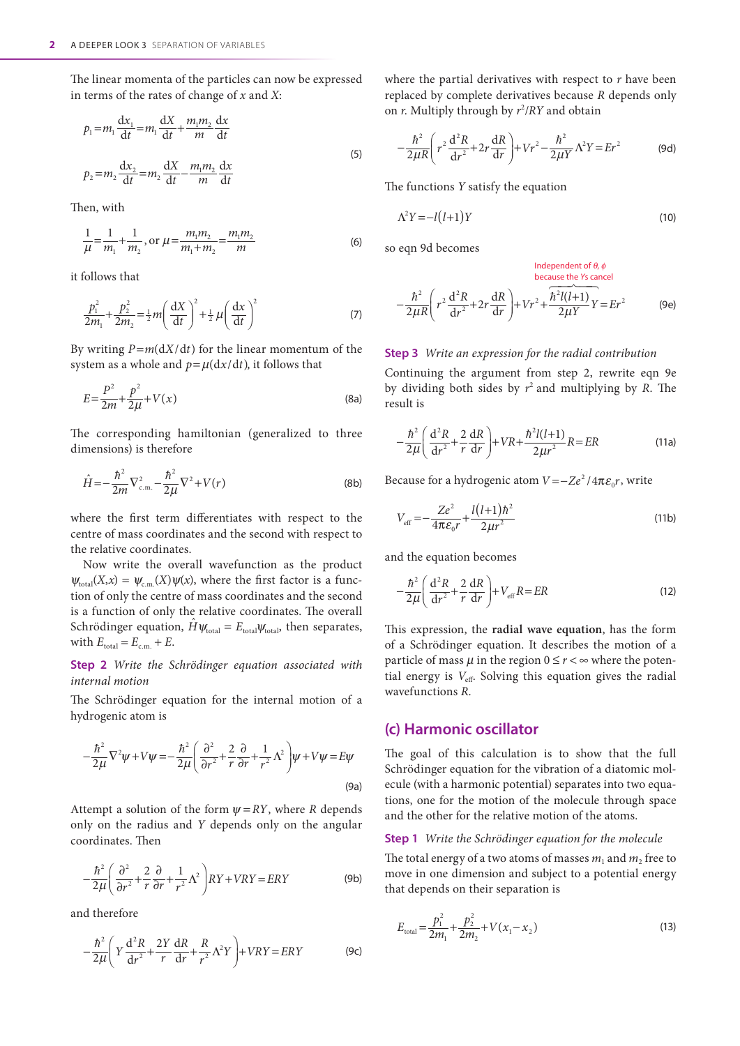The linear momenta of the particles can now be expressed in terms of the rates of change of $x$ and $X$:

$$p_1 = m_1 \frac{\mathrm{d}x_1}{\mathrm{d}t} = m_1 \frac{\mathrm{d}X}{\mathrm{d}t} + \frac{m_1 m_2}{m} \frac{\mathrm{d}x}{\mathrm{d}t}$$
$$p_2 = m_2 \frac{\mathrm{d}x_2}{\mathrm{d}t} = m_2 \frac{\mathrm{d}X}{\mathrm{d}t} - \frac{m_1 m_2}{m} \frac{\mathrm{d}x}{\mathrm{d}t} \tag{5}$$

Then, with

$$\frac{1}{\mu} = \frac{1}{m_1} + \frac{1}{m_2}, \text{ or } \mu = \frac{m_1 m_2}{m_1 + m_2} = \frac{m_1 m_2}{m} \tag{6}$$

it follows that

$$\frac{p_1^2}{2m_1} + \frac{p_2^2}{2m_2} = \tfrac{1}{2} m \left( \frac{\mathrm{d}X}{\mathrm{d}t} \right)^2 + \tfrac{1}{2} \mu \left( \frac{\mathrm{d}x}{\mathrm{d}t} \right)^2 \tag{7}$$

By writing $P = m(\mathrm{d}X/\mathrm{d}t)$ for the linear momentum of the system as a whole and $p = \mu(\mathrm{d}x/\mathrm{d}t)$, it follows that

$$E = \frac{P^2}{2m} + \frac{p^2}{2\mu} + V(x) \tag{8a}$$

The corresponding hamiltonian (generalized to three dimensions) is therefore

$$\hat{H} = -\frac{\hbar^2}{2m} \nabla^2_{\text{c.m.}} - \frac{\hbar^2}{2\mu} \nabla^2 + V(r) \tag{8b}$$

where the first term differentiates with respect to the centre of mass coordinates and the second with respect to the relative coordinates.

Now write the overall wavefunction as the product $\psi_{\text{total}}(X,x) = \psi_{\text{c.m.}}(X)\psi(x)$, where the first factor is a function of only the centre of mass coordinates and the second is a function of only the relative coordinates. The overall Schrödinger equation, $\hat{H}\psi_{\text{total}} = E_{\text{total}}\psi_{\text{total}}$, then separates, with $E_{\text{total}} = E_{\text{c.m.}} + E$.

**Step 2** *Write the Schrödinger equation associated with internal motion*

The Schrödinger equation for the internal motion of a hydrogenic atom is

$$-\frac{\hbar^2}{2\mu} \nabla^2 \psi + V\psi = -\frac{\hbar^2}{2\mu} \left( \frac{\partial^2}{\partial r^2} + \frac{2}{r}\frac{\partial}{\partial r} + \frac{1}{r^2}\Lambda^2 \right)\psi + V\psi = E\psi \tag{9a}$$

Attempt a solution of the form $\psi = RY$, where $R$ depends only on the radius and $Y$ depends only on the angular coordinates. Then

$$-\frac{\hbar^2}{2\mu} \left( \frac{\partial^2}{\partial r^2} + \frac{2}{r}\frac{\partial}{\partial r} + \frac{1}{r^2}\Lambda^2 \right) RY + VRY = ERY \tag{9b}$$

and therefore

$$-\frac{\hbar^2}{2\mu} \left( Y\frac{\mathrm{d}^2 R}{\mathrm{d}r^2} + \frac{2Y}{r}\frac{\mathrm{d}R}{\mathrm{d}r} + \frac{R}{r^2}\Lambda^2 Y \right) + VRY = ERY \tag{9c}$$

where the partial derivatives with respect to $r$ have been replaced by complete derivatives because $R$ depends only on $r$. Multiply through by $r^2/RY$ and obtain

$$-\frac{\hbar^2}{2\mu R} \left( r^2 \frac{\mathrm{d}^2 R}{\mathrm{d}r^2} + 2r\frac{\mathrm{d}R}{\mathrm{d}r} \right) + Vr^2 - \frac{\hbar^2}{2\mu Y}\Lambda^2 Y = Er^2 \tag{9d}$$

The functions $Y$ satisfy the equation

$$\Lambda^2 Y = -l(l+1)Y \tag{10}$$

so eqn 9d becomes

$$-\frac{\hbar^2}{2\mu R} \left( r^2 \frac{\mathrm{d}^2 R}{\mathrm{d}r^2} + 2r\frac{\mathrm{d}R}{\mathrm{d}r} \right) + Vr^2 + \overbrace{\frac{\hbar^2 l(l+1)}{2\mu Y} Y}^{\text{Independent of } \theta, \phi \text{ because the } Y\text{s cancel}} = Er^2 \tag{9e}$$

**Step 3** *Write an expression for the radial contribution*

Continuing the argument from step 2, rewrite eqn 9e by dividing both sides by $r^2$ and multiplying by $R$. The result is

$$-\frac{\hbar^2}{2\mu} \left( \frac{\mathrm{d}^2 R}{\mathrm{d}r^2} + \frac{2}{r}\frac{\mathrm{d}R}{\mathrm{d}r} \right) + VR + \frac{\hbar^2 l(l+1)}{2\mu r^2} R = ER \tag{11a}$$

Because for a hydrogenic atom $V = -Ze^2/4\pi\varepsilon_0 r$, write

$$V_{\text{eff}} = -\frac{Ze^2}{4\pi\varepsilon_0 r} + \frac{l(l+1)\hbar^2}{2\mu r^2} \tag{11b}$$

and the equation becomes

$$-\frac{\hbar^2}{2\mu} \left( \frac{\mathrm{d}^2 R}{\mathrm{d}r^2} + \frac{2}{r}\frac{\mathrm{d}R}{\mathrm{d}r} \right) + V_{\text{eff}} R = ER \tag{12}$$

This expression, the **radial wave equation**, has the form of a Schrödinger equation. It describes the motion of a particle of mass $\mu$ in the region $0 \le r < \infty$ where the potential energy is $V_{\text{eff}}$. Solving this equation gives the radial wavefunctions $R$.

## (c) Harmonic oscillator

The goal of this calculation is to show that the full Schrödinger equation for the vibration of a diatomic molecule (with a harmonic potential) separates into two equations, one for the motion of the molecule through space and the other for the relative motion of the atoms.

**Step 1** *Write the Schrödinger equation for the molecule*

The total energy of a two atoms of masses $m_1$ and $m_2$ free to move in one dimension and subject to a potential energy that depends on their separation is

$$E_{\text{total}} = \frac{p_1^2}{2m_1} + \frac{p_2^2}{2m_2} + V(x_1 - x_2) \tag{13}$$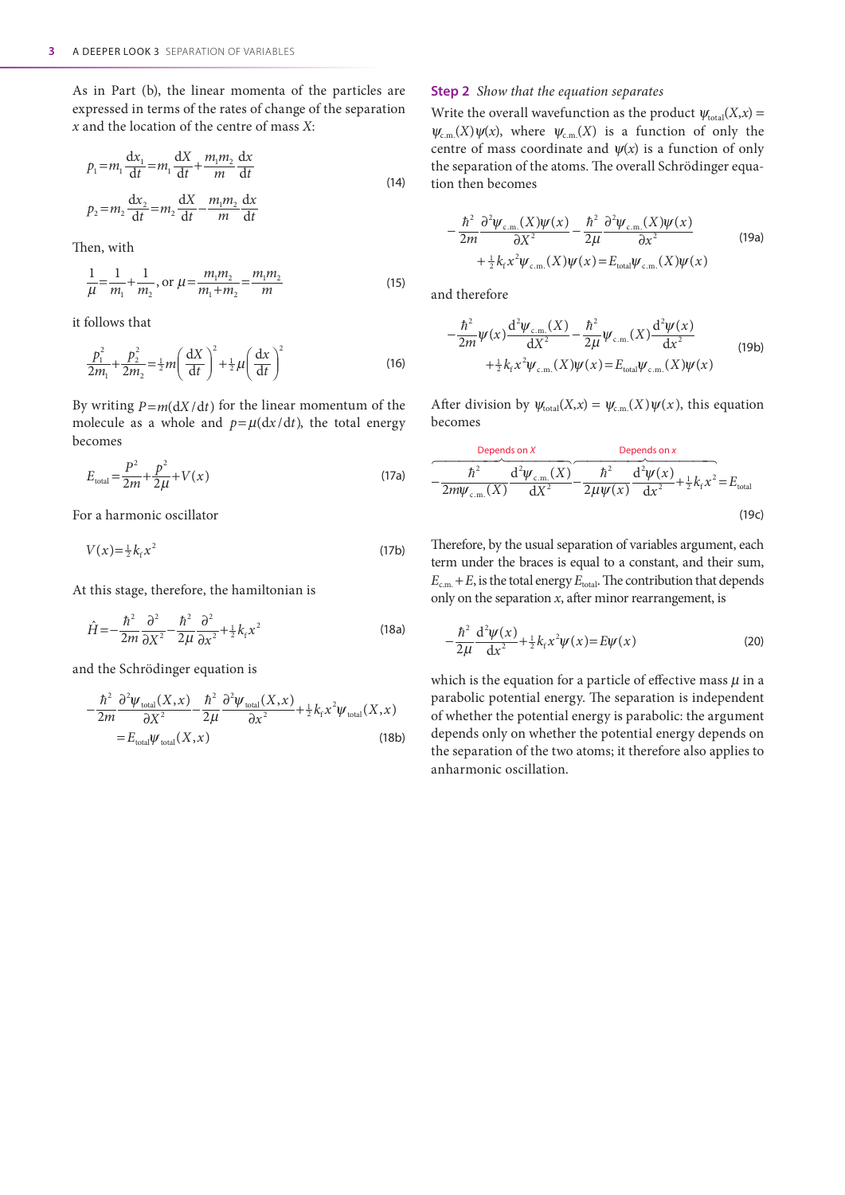As in Part (b), the linear momenta of the particles are expressed in terms of the rates of change of the separation $x$ and the location of the centre of mass $X$:

$$p_1 = m_1 \frac{\mathrm{d}x_1}{\mathrm{d}t} = m_1 \frac{\mathrm{d}X}{\mathrm{d}t} + \frac{m_1 m_2}{m}\frac{\mathrm{d}x}{\mathrm{d}t}$$
$$p_2 = m_2 \frac{\mathrm{d}x_2}{\mathrm{d}t} = m_2 \frac{\mathrm{d}X}{\mathrm{d}t} - \frac{m_1 m_2}{m}\frac{\mathrm{d}x}{\mathrm{d}t} \qquad (14)$$

Then, with

$$\frac{1}{\mu} = \frac{1}{m_1} + \frac{1}{m_2}, \text{ or } \mu = \frac{m_1 m_2}{m_1 + m_2} = \frac{m_1 m_2}{m} \qquad (15)$$

it follows that

$$\frac{p_1^2}{2m_1} + \frac{p_2^2}{2m_2} = \tfrac{1}{2}m\left(\frac{\mathrm{d}X}{\mathrm{d}t}\right)^2 + \tfrac{1}{2}\mu\left(\frac{\mathrm{d}x}{\mathrm{d}t}\right)^2 \qquad (16)$$

By writing $P = m(\mathrm{d}X/\mathrm{d}t)$ for the linear momentum of the molecule as a whole and $p = \mu(\mathrm{d}x/\mathrm{d}t)$, the total energy becomes

$$E_{\text{total}} = \frac{P^2}{2m} + \frac{p^2}{2\mu} + V(x) \qquad (17a)$$

For a harmonic oscillator

$$V(x) = \tfrac{1}{2}k_f x^2 \qquad (17b)$$

At this stage, therefore, the hamiltonian is

$$\hat{H} = -\frac{\hbar^2}{2m}\frac{\partial^2}{\partial X^2} - \frac{\hbar^2}{2\mu}\frac{\partial^2}{\partial x^2} + \tfrac{1}{2}k_f x^2 \qquad (18a)$$

and the Schrödinger equation is

$$-\frac{\hbar^2}{2m}\frac{\partial^2 \psi_{\text{total}}(X,x)}{\partial X^2} - \frac{\hbar^2}{2\mu}\frac{\partial^2 \psi_{\text{total}}(X,x)}{\partial x^2} + \tfrac{1}{2}k_f x^2 \psi_{\text{total}}(X,x) = E_{\text{total}}\psi_{\text{total}}(X,x) \qquad (18b)$$

**Step 2** *Show that the equation separates*

Write the overall wavefunction as the product $\psi_{\text{total}}(X,x) = \psi_{\text{c.m.}}(X)\psi(x)$, where $\psi_{\text{c.m.}}(X)$ is a function of only the centre of mass coordinate and $\psi(x)$ is a function of only the separation of the atoms. The overall Schrödinger equation then becomes

$$-\frac{\hbar^2}{2m}\frac{\partial^2 \psi_{\text{c.m.}}(X)\psi(x)}{\partial X^2} - \frac{\hbar^2}{2\mu}\frac{\partial^2 \psi_{\text{c.m.}}(X)\psi(x)}{\partial x^2} + \tfrac{1}{2}k_f x^2 \psi_{\text{c.m.}}(X)\psi(x) = E_{\text{total}}\psi_{\text{c.m.}}(X)\psi(x) \qquad (19a)$$

and therefore

$$-\frac{\hbar^2}{2m}\psi(x)\frac{\mathrm{d}^2 \psi_{\text{c.m.}}(X)}{\mathrm{d}X^2} - \frac{\hbar^2}{2\mu}\psi_{\text{c.m.}}(X)\frac{\mathrm{d}^2 \psi(x)}{\mathrm{d}x^2} + \tfrac{1}{2}k_f x^2 \psi_{\text{c.m.}}(X)\psi(x) = E_{\text{total}}\psi_{\text{c.m.}}(X)\psi(x) \qquad (19b)$$

After division by $\psi_{\text{total}}(X,x) = \psi_{\text{c.m.}}(X)\psi(x)$, this equation becomes

$$\overbrace{-\frac{\hbar^2}{2m\psi_{\text{c.m.}}(X)}\frac{\mathrm{d}^2 \psi_{\text{c.m.}}(X)}{\mathrm{d}X^2}}^{\text{Depends on } X}\ \overbrace{-\frac{\hbar^2}{2\mu\psi(x)}\frac{\mathrm{d}^2 \psi(x)}{\mathrm{d}x^2} + \tfrac{1}{2}k_f x^2}^{\text{Depends on } x} = E_{\text{total}} \qquad (19c)$$

Therefore, by the usual separation of variables argument, each term under the braces is equal to a constant, and their sum, $E_{\text{c.m.}} + E$, is the total energy $E_{\text{total}}$. The contribution that depends only on the separation $x$, after minor rearrangement, is

$$-\frac{\hbar^2}{2\mu}\frac{\mathrm{d}^2 \psi(x)}{\mathrm{d}x^2} + \tfrac{1}{2}k_f x^2 \psi(x) = E\psi(x) \qquad (20)$$

which is the equation for a particle of effective mass $\mu$ in a parabolic potential energy. The separation is independent of whether the potential energy is parabolic: the argument depends only on whether the potential energy depends on the separation of the two atoms; it therefore also applies to anharmonic oscillation.